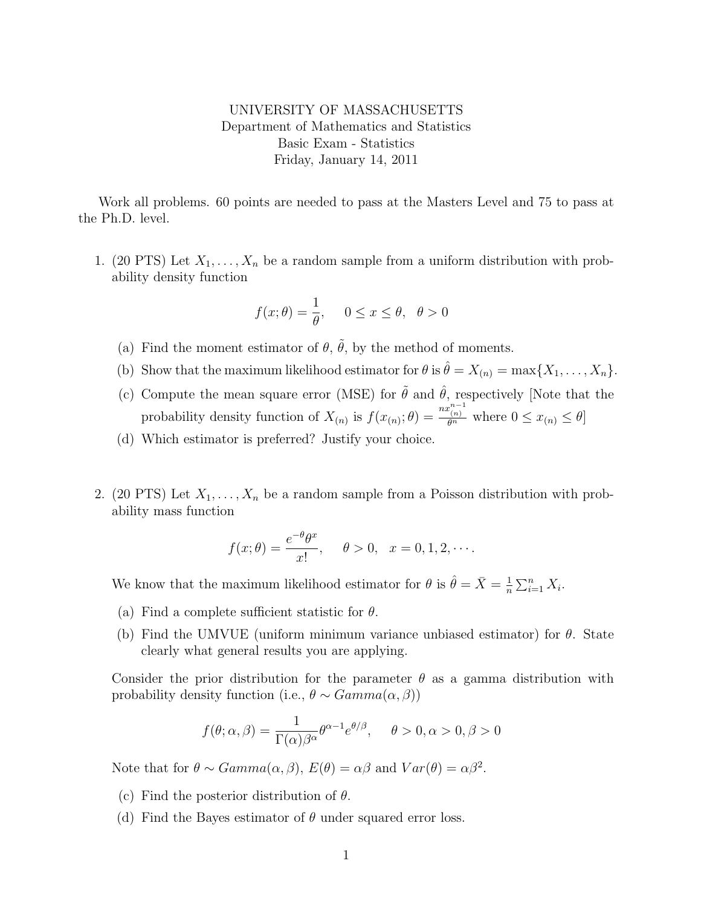UNIVERSITY OF MASSACHUSETTS
Department of Mathematics and Statistics
Basic Exam - Statistics
Friday, January 14, 2011

Work all problems. 60 points are needed to pass at the Masters Level and 75 to pass at the Ph.D. level.

1. (20 PTS) Let $X_1, \ldots, X_n$ be a random sample from a uniform distribution with probability density function

$$f(x;\theta) = \frac{1}{\theta}, \quad 0 \le x \le \theta, \quad \theta > 0$$

   (a) Find the moment estimator of $\theta$, $\tilde{\theta}$, by the method of moments.

   (b) Show that the maximum likelihood estimator for $\theta$ is $\hat{\theta} = X_{(n)} = \max\{X_1, \ldots, X_n\}$.

   (c) Compute the mean square error (MSE) for $\tilde{\theta}$ and $\hat{\theta}$, respectively [Note that the probability density function of $X_{(n)}$ is $f(x_{(n)};\theta) = \frac{n x_{(n)}^{n-1}}{\theta^n}$ where $0 \le x_{(n)} \le \theta$]

   (d) Which estimator is preferred? Justify your choice.

2. (20 PTS) Let $X_1, \ldots, X_n$ be a random sample from a Poisson distribution with probability mass function

$$f(x;\theta) = \frac{e^{-\theta}\theta^x}{x!}, \quad \theta > 0, \quad x = 0, 1, 2, \cdots.$$

   We know that the maximum likelihood estimator for $\theta$ is $\hat{\theta} = \bar{X} = \frac{1}{n}\sum_{i=1}^{n} X_i$.

   (a) Find a complete sufficient statistic for $\theta$.

   (b) Find the UMVUE (uniform minimum variance unbiased estimator) for $\theta$. State clearly what general results you are applying.

   Consider the prior distribution for the parameter $\theta$ as a gamma distribution with probability density function (i.e., $\theta \sim Gamma(\alpha, \beta)$)

$$f(\theta;\alpha,\beta) = \frac{1}{\Gamma(\alpha)\beta^\alpha}\theta^{\alpha-1}e^{\theta/\beta}, \quad \theta > 0, \alpha > 0, \beta > 0$$

   Note that for $\theta \sim Gamma(\alpha, \beta)$, $E(\theta) = \alpha\beta$ and $Var(\theta) = \alpha\beta^2$.

   (c) Find the posterior distribution of $\theta$.

   (d) Find the Bayes estimator of $\theta$ under squared error loss.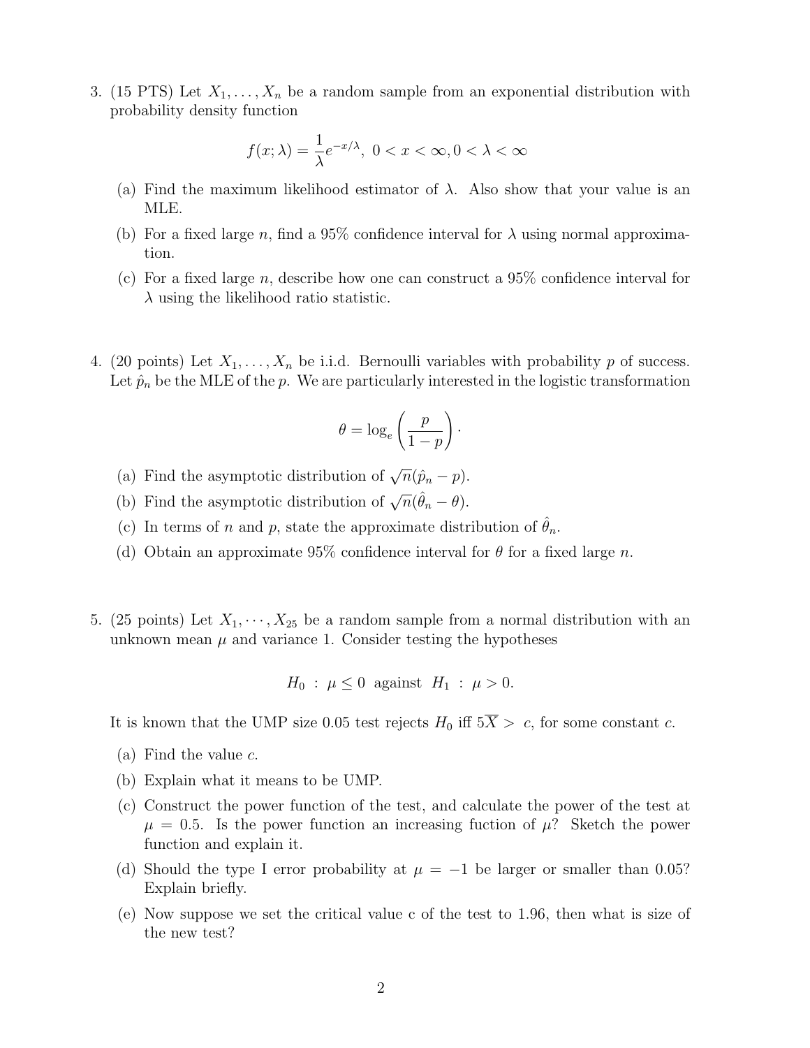3. (15 PTS) Let $X_1, \ldots, X_n$ be a random sample from an exponential distribution with probability density function

$$f(x; \lambda) = \frac{1}{\lambda} e^{-x/\lambda}, \; 0 < x < \infty, 0 < \lambda < \infty$$

   (a) Find the maximum likelihood estimator of $\lambda$. Also show that your value is an MLE.

   (b) For a fixed large $n$, find a 95% confidence interval for $\lambda$ using normal approximation.

   (c) For a fixed large $n$, describe how one can construct a 95% confidence interval for $\lambda$ using the likelihood ratio statistic.

4. (20 points) Let $X_1, \ldots, X_n$ be i.i.d. Bernoulli variables with probability $p$ of success. Let $\hat{p}_n$ be the MLE of the $p$. We are particularly interested in the logistic transformation

$$\theta = \log_e \left( \frac{p}{1-p} \right).$$

   (a) Find the asymptotic distribution of $\sqrt{n}(\hat{p}_n - p)$.

   (b) Find the asymptotic distribution of $\sqrt{n}(\hat{\theta}_n - \theta)$.

   (c) In terms of $n$ and $p$, state the approximate distribution of $\hat{\theta}_n$.

   (d) Obtain an approximate 95% confidence interval for $\theta$ for a fixed large $n$.

5. (25 points) Let $X_1, \cdots, X_{25}$ be a random sample from a normal distribution with an unknown mean $\mu$ and variance 1. Consider testing the hypotheses

$$H_0 \; : \; \mu \leq 0 \text{ against } H_1 \; : \; \mu > 0.$$

It is known that the UMP size 0.05 test rejects $H_0$ iff $5\overline{X} > c$, for some constant $c$.

   (a) Find the value $c$.

   (b) Explain what it means to be UMP.

   (c) Construct the power function of the test, and calculate the power of the test at $\mu = 0.5$. Is the power function an increasing fuction of $\mu$? Sketch the power function and explain it.

   (d) Should the type I error probability at $\mu = -1$ be larger or smaller than 0.05? Explain briefly.

   (e) Now suppose we set the critical value c of the test to 1.96, then what is size of the new test?